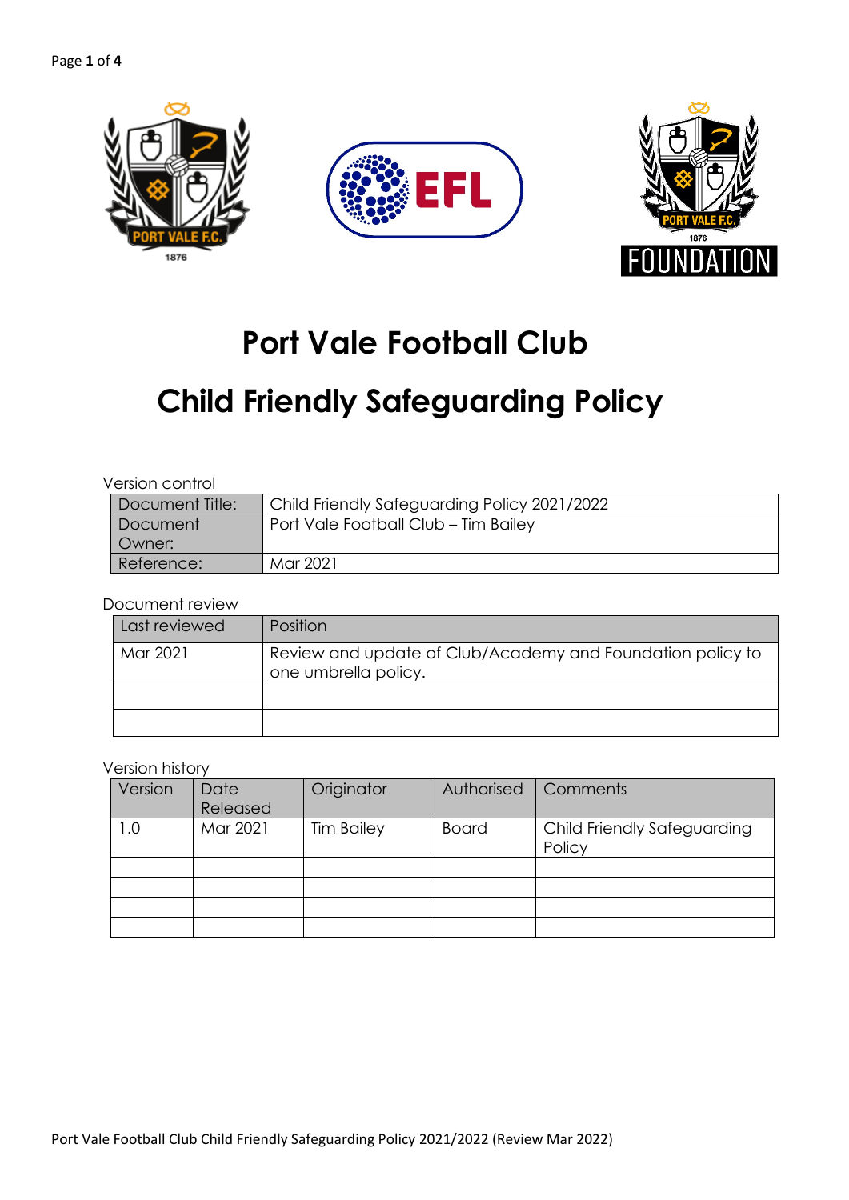# Port Vale Football Club

# Child Friendly Safeguarding Policy

Version control

| Document Title: | Child Friendly Safeguarding Policy 2021/2022 |
|---|---|
| Document Owner: | Port Vale Football Club – Tim Bailey |
| Reference: | Mar 2021 |

Document review

| Last reviewed | Position |
|---|---|
| Mar 2021 | Review and update of Club/Academy and Foundation policy to one umbrella policy. |
| | |
| | |

Version history

| Version | Date Released | Originator | Authorised | Comments |
|---|---|---|---|---|
| 1.0 | Mar 2021 | Tim Bailey | Board | Child Friendly Safeguarding Policy |
| | | | | |
| | | | | |
| | | | | |
| | | | | |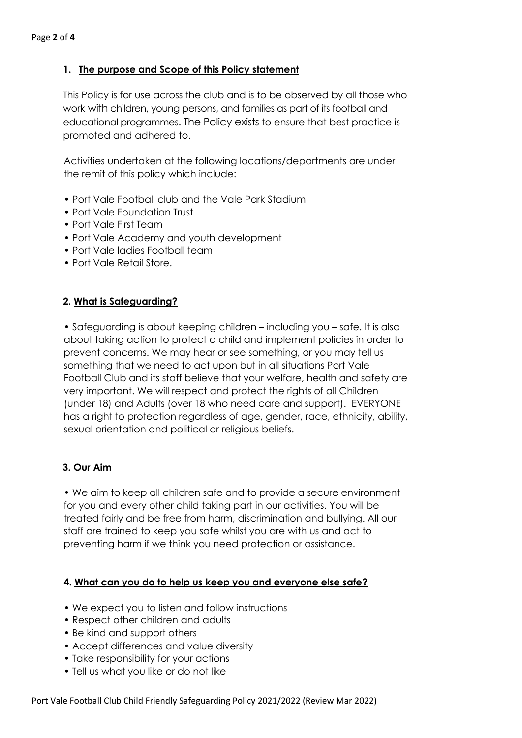## 1. The purpose and Scope of this Policy statement

This Policy is for use across the club and is to be observed by all those who work with children, young persons, and families as part of its football and educational programmes. The Policy exists to ensure that best practice is promoted and adhered to.

Activities undertaken at the following locations/departments are under the remit of this policy which include:

- Port Vale Football club and the Vale Park Stadium
- Port Vale Foundation Trust
- Port Vale First Team
- Port Vale Academy and youth development
- Port Vale ladies Football team
- Port Vale Retail Store.

## 2. What is Safeguarding?

- Safeguarding is about keeping children – including you – safe. It is also about taking action to protect a child and implement policies in order to prevent concerns. We may hear or see something, or you may tell us something that we need to act upon but in all situations Port Vale Football Club and its staff believe that your welfare, health and safety are very important. We will respect and protect the rights of all Children (under 18) and Adults (over 18 who need care and support). EVERYONE has a right to protection regardless of age, gender, race, ethnicity, ability, sexual orientation and political or religious beliefs.

## 3. Our Aim

- We aim to keep all children safe and to provide a secure environment for you and every other child taking part in our activities. You will be treated fairly and be free from harm, discrimination and bullying. All our staff are trained to keep you safe whilst you are with us and act to preventing harm if we think you need protection or assistance.

## 4. What can you do to help us keep you and everyone else safe?

- We expect you to listen and follow instructions
- Respect other children and adults
- Be kind and support others
- Accept differences and value diversity
- Take responsibility for your actions
- Tell us what you like or do not like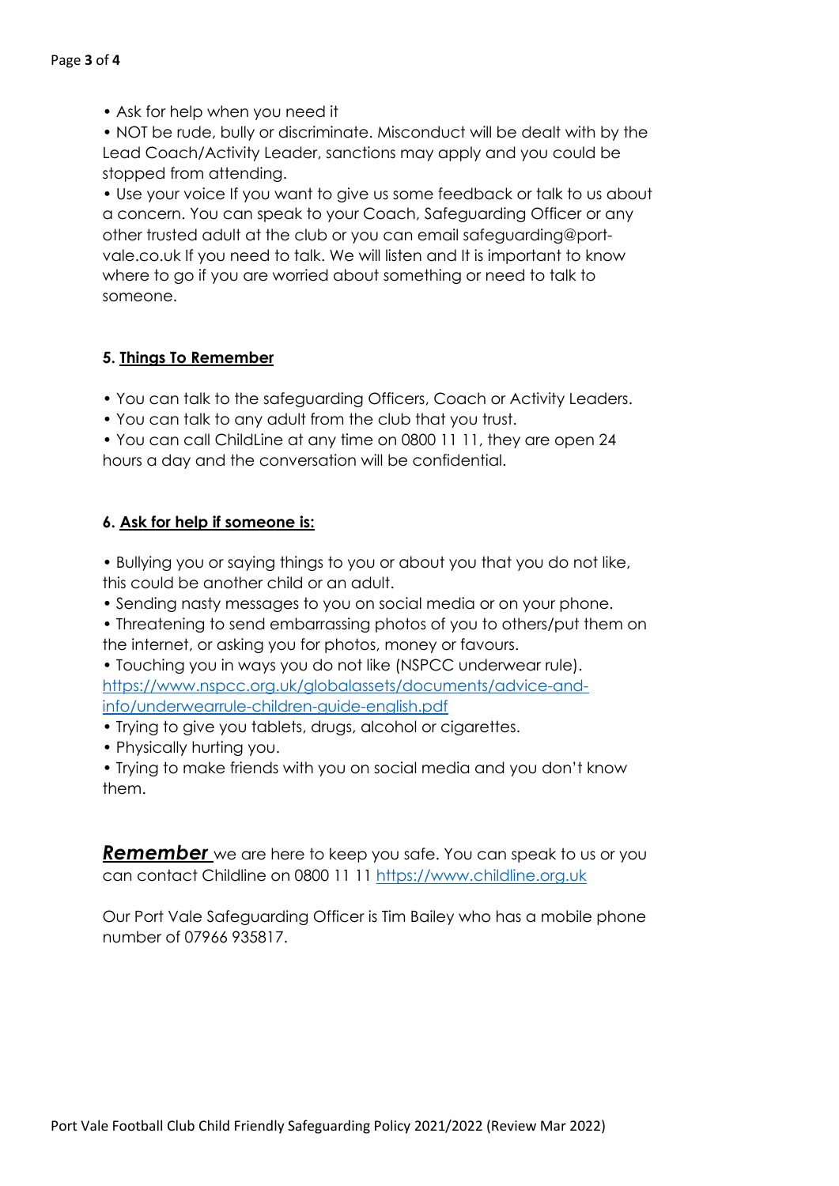- Ask for help when you need it
- NOT be rude, bully or discriminate. Misconduct will be dealt with by the Lead Coach/Activity Leader, sanctions may apply and you could be stopped from attending.
- Use your voice If you want to give us some feedback or talk to us about a concern. You can speak to your Coach, Safeguarding Officer or any other trusted adult at the club or you can email safeguarding@port-vale.co.uk If you need to talk. We will listen and It is important to know where to go if you are worried about something or need to talk to someone.

## 5. Things To Remember

- You can talk to the safeguarding Officers, Coach or Activity Leaders.
- You can talk to any adult from the club that you trust.
- You can call ChildLine at any time on 0800 11 11, they are open 24 hours a day and the conversation will be confidential.

## 6. Ask for help if someone is:

- Bullying you or saying things to you or about you that you do not like, this could be another child or an adult.
- Sending nasty messages to you on social media or on your phone.
- Threatening to send embarrassing photos of you to others/put them on the internet, or asking you for photos, money or favours.
- Touching you in ways you do not like (NSPCC underwear rule). [https://www.nspcc.org.uk/globalassets/documents/advice-and-info/underwearrule-children-guide-english.pdf](https://www.nspcc.org.uk/globalassets/documents/advice-and-info/underwearrule-children-guide-english.pdf)
- Trying to give you tablets, drugs, alcohol or cigarettes.
- Physically hurting you.
- Trying to make friends with you on social media and you don't know them.

***Remember*** we are here to keep you safe. You can speak to us or you can contact Childline on 0800 11 11 [https://www.childline.org.uk](https://www.childline.org.uk)

Our Port Vale Safeguarding Officer is Tim Bailey who has a mobile phone number of 07966 935817.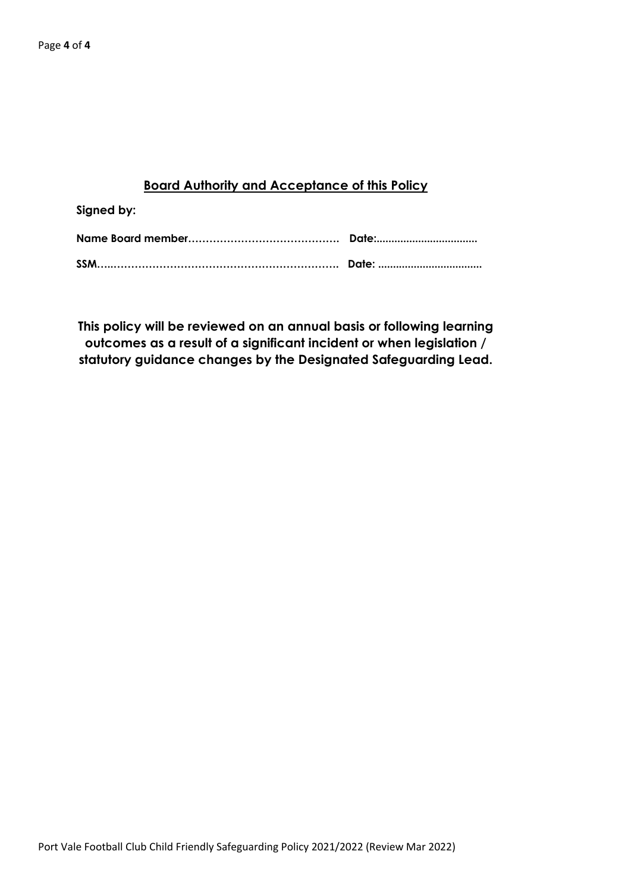## Board Authority and Acceptance of this Policy

**Signed by:**

**Name Board member……………………………………. Date:.................................**

**SSM…..………………………………………………………. Date: ..................................**

**This policy will be reviewed on an annual basis or following learning outcomes as a result of a significant incident or when legislation / statutory guidance changes by the Designated Safeguarding Lead.**